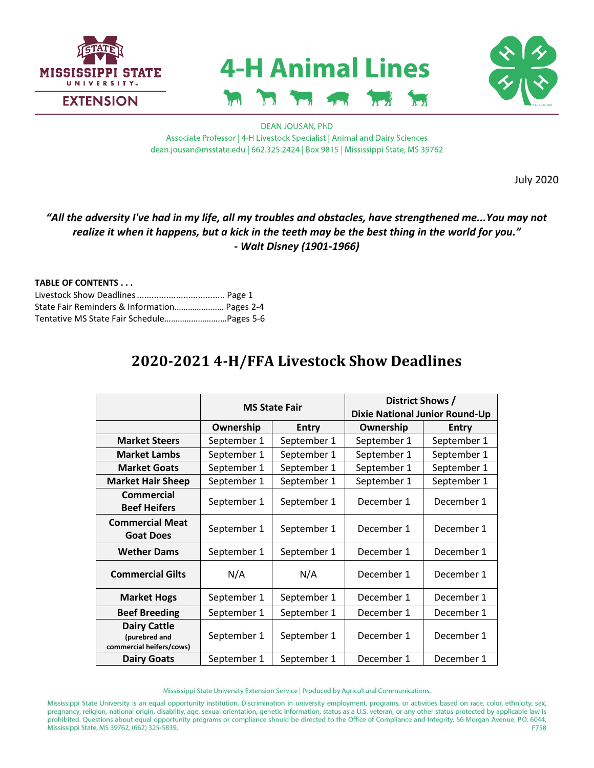# 4-H Animal Lines

DEAN JOUSAN, PhD
Associate Professor | 4-H Livestock Specialist | Animal and Dairy Sciences
dean.jousan@msstate.edu | 662.325.2424 | Box 9815 | Mississippi State, MS 39762

July 2020

***"All the adversity I've had in my life, all my troubles and obstacles, have strengthened me...You may not realize it when it happens, but a kick in the teeth may be the best thing in the world for you."***
***- Walt Disney (1901-1966)***

**TABLE OF CONTENTS . . .**

Livestock Show Deadlines .................................... Page 1
State Fair Reminders & Information..................... Pages 2-4
Tentative MS State Fair Schedule..........................Pages 5-6

## 2020-2021 4-H/FFA Livestock Show Deadlines

| | MS State Fair | | District Shows / Dixie National Junior Round-Up | |
|---|---|---|---|---|
| | **Ownership** | **Entry** | **Ownership** | **Entry** |
| **Market Steers** | September 1 | September 1 | September 1 | September 1 |
| **Market Lambs** | September 1 | September 1 | September 1 | September 1 |
| **Market Goats** | September 1 | September 1 | September 1 | September 1 |
| **Market Hair Sheep** | September 1 | September 1 | September 1 | September 1 |
| **Commercial Beef Heifers** | September 1 | September 1 | December 1 | December 1 |
| **Commercial Meat Goat Does** | September 1 | September 1 | December 1 | December 1 |
| **Wether Dams** | September 1 | September 1 | December 1 | December 1 |
| **Commercial Gilts** | N/A | N/A | December 1 | December 1 |
| **Market Hogs** | September 1 | September 1 | December 1 | December 1 |
| **Beef Breeding** | September 1 | September 1 | December 1 | December 1 |
| **Dairy Cattle** (purebred and commercial heifers/cows) | September 1 | September 1 | December 1 | December 1 |
| **Dairy Goats** | September 1 | September 1 | December 1 | December 1 |

Mississippi State University Extension Service | Produced by Agricultural Communications.

Mississippi State University is an equal opportunity institution. Discrimination in university employment, programs, or activities based on race, color, ethnicity, sex, pregnancy, religion, national origin, disability, age, sexual orientation, genetic information, status as a U.S. veteran, or any other status protected by applicable law is prohibited. Questions about equal opportunity programs or compliance should be directed to the Office of Compliance and Integrity, 56 Morgan Avenue, P.O. 6044, Mississippi State, MS 39762, (662) 325-5839.
F758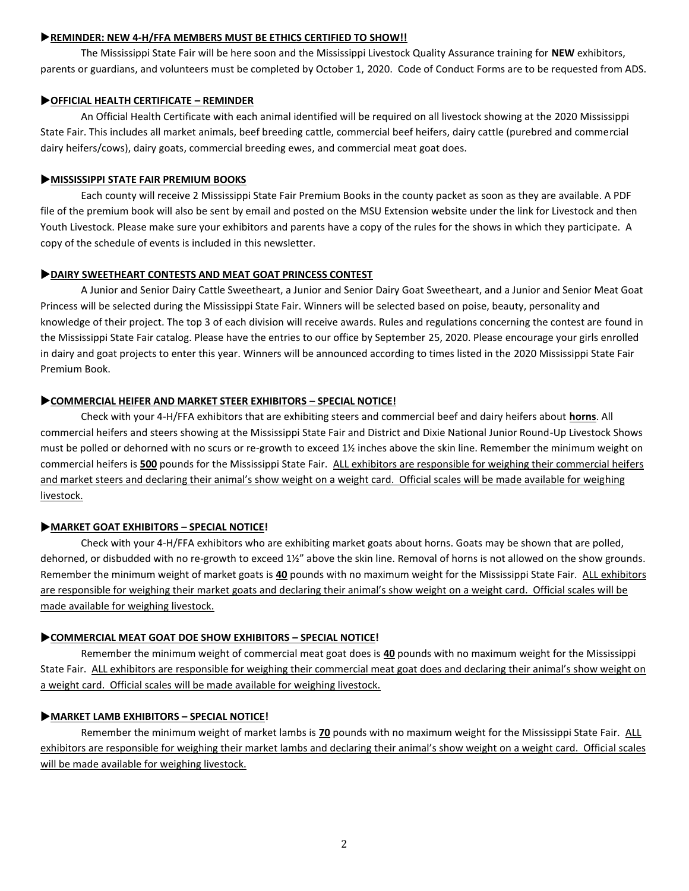### ▶REMINDER: NEW 4-H/FFA MEMBERS MUST BE ETHICS CERTIFIED TO SHOW!!

The Mississippi State Fair will be here soon and the Mississippi Livestock Quality Assurance training for **NEW** exhibitors, parents or guardians, and volunteers must be completed by October 1, 2020. Code of Conduct Forms are to be requested from ADS.

### ▶OFFICIAL HEALTH CERTIFICATE – REMINDER

An Official Health Certificate with each animal identified will be required on all livestock showing at the 2020 Mississippi State Fair. This includes all market animals, beef breeding cattle, commercial beef heifers, dairy cattle (purebred and commercial dairy heifers/cows), dairy goats, commercial breeding ewes, and commercial meat goat does.

### ▶MISSISSIPPI STATE FAIR PREMIUM BOOKS

Each county will receive 2 Mississippi State Fair Premium Books in the county packet as soon as they are available. A PDF file of the premium book will also be sent by email and posted on the MSU Extension website under the link for Livestock and then Youth Livestock. Please make sure your exhibitors and parents have a copy of the rules for the shows in which they participate. A copy of the schedule of events is included in this newsletter.

### ▶DAIRY SWEETHEART CONTESTS AND MEAT GOAT PRINCESS CONTEST

A Junior and Senior Dairy Cattle Sweetheart, a Junior and Senior Dairy Goat Sweetheart, and a Junior and Senior Meat Goat Princess will be selected during the Mississippi State Fair. Winners will be selected based on poise, beauty, personality and knowledge of their project. The top 3 of each division will receive awards. Rules and regulations concerning the contest are found in the Mississippi State Fair catalog. Please have the entries to our office by September 25, 2020. Please encourage your girls enrolled in dairy and goat projects to enter this year. Winners will be announced according to times listed in the 2020 Mississippi State Fair Premium Book.

### ▶COMMERCIAL HEIFER AND MARKET STEER EXHIBITORS – SPECIAL NOTICE!

Check with your 4-H/FFA exhibitors that are exhibiting steers and commercial beef and dairy heifers about **horns**. All commercial heifers and steers showing at the Mississippi State Fair and District and Dixie National Junior Round-Up Livestock Shows must be polled or dehorned with no scurs or re-growth to exceed 1½ inches above the skin line. Remember the minimum weight on commercial heifers is **500** pounds for the Mississippi State Fair. ALL exhibitors are responsible for weighing their commercial heifers and market steers and declaring their animal's show weight on a weight card. Official scales will be made available for weighing livestock.

### ▶MARKET GOAT EXHIBITORS – SPECIAL NOTICE!

Check with your 4-H/FFA exhibitors who are exhibiting market goats about horns. Goats may be shown that are polled, dehorned, or disbudded with no re-growth to exceed 1½" above the skin line. Removal of horns is not allowed on the show grounds. Remember the minimum weight of market goats is **40** pounds with no maximum weight for the Mississippi State Fair. ALL exhibitors are responsible for weighing their market goats and declaring their animal's show weight on a weight card. Official scales will be made available for weighing livestock.

### ▶COMMERCIAL MEAT GOAT DOE SHOW EXHIBITORS – SPECIAL NOTICE!

Remember the minimum weight of commercial meat goat does is **40** pounds with no maximum weight for the Mississippi State Fair. ALL exhibitors are responsible for weighing their commercial meat goat does and declaring their animal's show weight on a weight card. Official scales will be made available for weighing livestock.

### ▶MARKET LAMB EXHIBITORS – SPECIAL NOTICE!

Remember the minimum weight of market lambs is **70** pounds with no maximum weight for the Mississippi State Fair. ALL exhibitors are responsible for weighing their market lambs and declaring their animal's show weight on a weight card. Official scales will be made available for weighing livestock.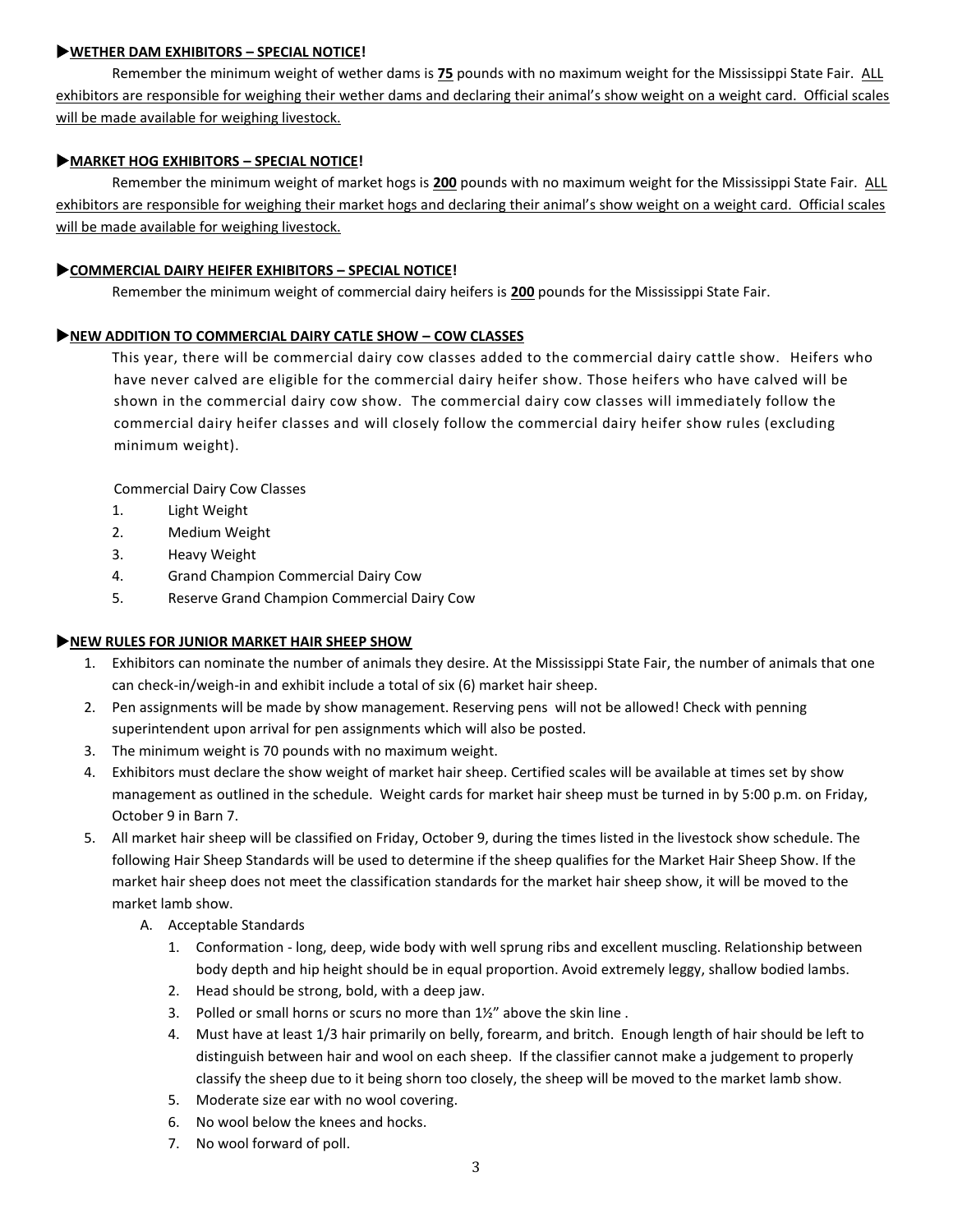**▶WETHER DAM EXHIBITORS – SPECIAL NOTICE!**

Remember the minimum weight of wether dams is **75** pounds with no maximum weight for the Mississippi State Fair. ALL exhibitors are responsible for weighing their wether dams and declaring their animal's show weight on a weight card. Official scales will be made available for weighing livestock.

**▶MARKET HOG EXHIBITORS – SPECIAL NOTICE!**

Remember the minimum weight of market hogs is **200** pounds with no maximum weight for the Mississippi State Fair. ALL exhibitors are responsible for weighing their market hogs and declaring their animal's show weight on a weight card. Official scales will be made available for weighing livestock.

**▶COMMERCIAL DAIRY HEIFER EXHIBITORS – SPECIAL NOTICE!**

Remember the minimum weight of commercial dairy heifers is **200** pounds for the Mississippi State Fair.

**▶NEW ADDITION TO COMMERCIAL DAIRY CATLE SHOW – COW CLASSES**

This year, there will be commercial dairy cow classes added to the commercial dairy cattle show. Heifers who have never calved are eligible for the commercial dairy heifer show. Those heifers who have calved will be shown in the commercial dairy cow show. The commercial dairy cow classes will immediately follow the commercial dairy heifer classes and will closely follow the commercial dairy heifer show rules (excluding minimum weight).

Commercial Dairy Cow Classes

1. Light Weight
2. Medium Weight
3. Heavy Weight
4. Grand Champion Commercial Dairy Cow
5. Reserve Grand Champion Commercial Dairy Cow

**▶NEW RULES FOR JUNIOR MARKET HAIR SHEEP SHOW**

1. Exhibitors can nominate the number of animals they desire. At the Mississippi State Fair, the number of animals that one can check-in/weigh-in and exhibit include a total of six (6) market hair sheep.
2. Pen assignments will be made by show management. Reserving pens will not be allowed! Check with penning superintendent upon arrival for pen assignments which will also be posted.
3. The minimum weight is 70 pounds with no maximum weight.
4. Exhibitors must declare the show weight of market hair sheep. Certified scales will be available at times set by show management as outlined in the schedule. Weight cards for market hair sheep must be turned in by 5:00 p.m. on Friday, October 9 in Barn 7.
5. All market hair sheep will be classified on Friday, October 9, during the times listed in the livestock show schedule. The following Hair Sheep Standards will be used to determine if the sheep qualifies for the Market Hair Sheep Show. If the market hair sheep does not meet the classification standards for the market hair sheep show, it will be moved to the market lamb show.
   A. Acceptable Standards
      1. Conformation - long, deep, wide body with well sprung ribs and excellent muscling. Relationship between body depth and hip height should be in equal proportion. Avoid extremely leggy, shallow bodied lambs.
      2. Head should be strong, bold, with a deep jaw.
      3. Polled or small horns or scurs no more than 1½" above the skin line .
      4. Must have at least 1/3 hair primarily on belly, forearm, and britch. Enough length of hair should be left to distinguish between hair and wool on each sheep. If the classifier cannot make a judgement to properly classify the sheep due to it being shorn too closely, the sheep will be moved to the market lamb show.
      5. Moderate size ear with no wool covering.
      6. No wool below the knees and hocks.
      7. No wool forward of poll.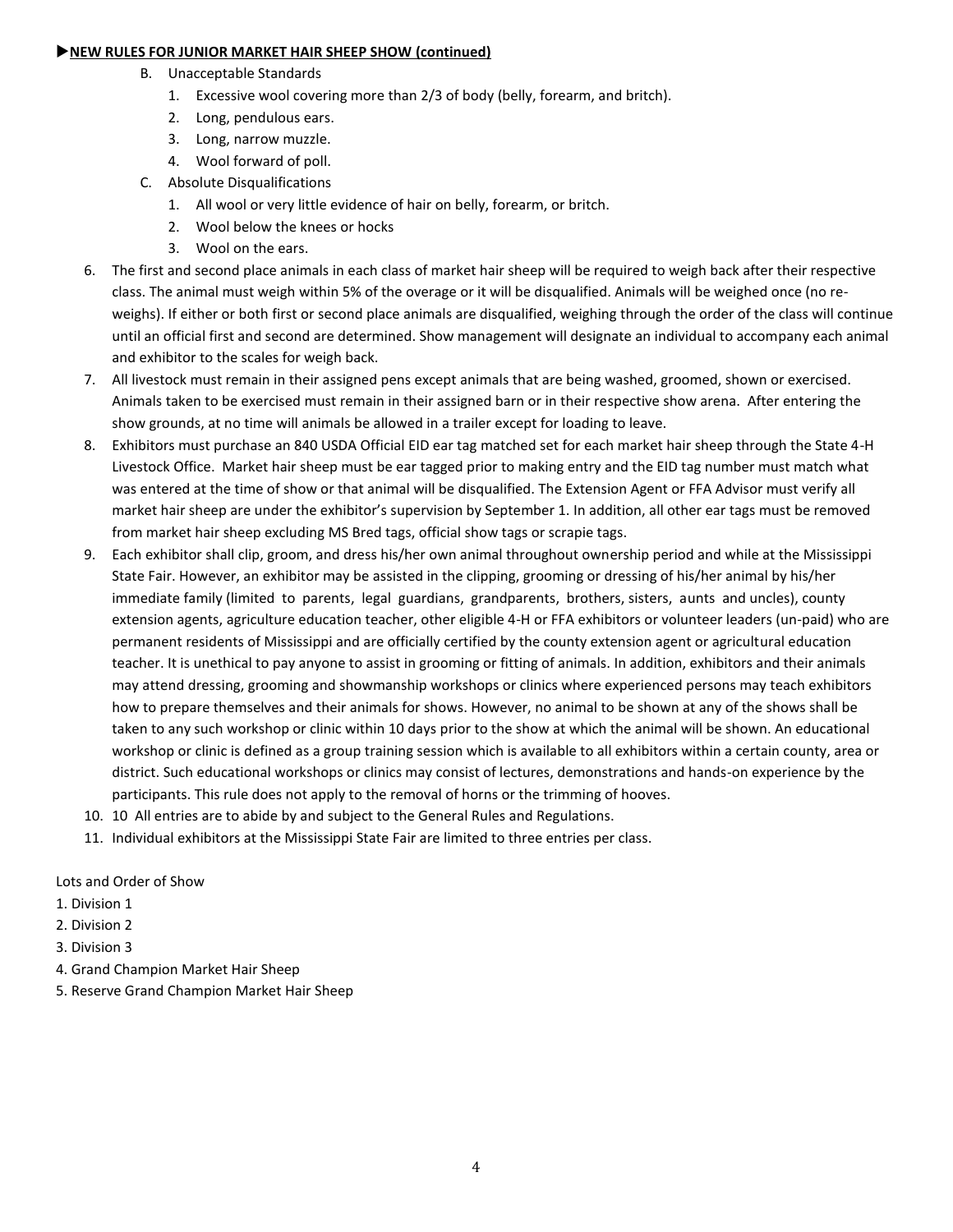▶**NEW RULES FOR JUNIOR MARKET HAIR SHEEP SHOW (continued)**

B. Unacceptable Standards
   1. Excessive wool covering more than 2/3 of body (belly, forearm, and britch).
   2. Long, pendulous ears.
   3. Long, narrow muzzle.
   4. Wool forward of poll.

C. Absolute Disqualifications
   1. All wool or very little evidence of hair on belly, forearm, or britch.
   2. Wool below the knees or hocks
   3. Wool on the ears.

6. The first and second place animals in each class of market hair sheep will be required to weigh back after their respective class. The animal must weigh within 5% of the overage or it will be disqualified. Animals will be weighed once (no re-weighs). If either or both first or second place animals are disqualified, weighing through the order of the class will continue until an official first and second are determined. Show management will designate an individual to accompany each animal and exhibitor to the scales for weigh back.
7. All livestock must remain in their assigned pens except animals that are being washed, groomed, shown or exercised. Animals taken to be exercised must remain in their assigned barn or in their respective show arena. After entering the show grounds, at no time will animals be allowed in a trailer except for loading to leave.
8. Exhibitors must purchase an 840 USDA Official EID ear tag matched set for each market hair sheep through the State 4-H Livestock Office. Market hair sheep must be ear tagged prior to making entry and the EID tag number must match what was entered at the time of show or that animal will be disqualified. The Extension Agent or FFA Advisor must verify all market hair sheep are under the exhibitor's supervision by September 1. In addition, all other ear tags must be removed from market hair sheep excluding MS Bred tags, official show tags or scrapie tags.
9. Each exhibitor shall clip, groom, and dress his/her own animal throughout ownership period and while at the Mississippi State Fair. However, an exhibitor may be assisted in the clipping, grooming or dressing of his/her animal by his/her immediate family (limited to parents, legal guardians, grandparents, brothers, sisters, aunts and uncles), county extension agents, agriculture education teacher, other eligible 4-H or FFA exhibitors or volunteer leaders (un-paid) who are permanent residents of Mississippi and are officially certified by the county extension agent or agricultural education teacher. It is unethical to pay anyone to assist in grooming or fitting of animals. In addition, exhibitors and their animals may attend dressing, grooming and showmanship workshops or clinics where experienced persons may teach exhibitors how to prepare themselves and their animals for shows. However, no animal to be shown at any of the shows shall be taken to any such workshop or clinic within 10 days prior to the show at which the animal will be shown. An educational workshop or clinic is defined as a group training session which is available to all exhibitors within a certain county, area or district. Such educational workshops or clinics may consist of lectures, demonstrations and hands-on experience by the participants. This rule does not apply to the removal of horns or the trimming of hooves.
10. 10 All entries are to abide by and subject to the General Rules and Regulations.
11. Individual exhibitors at the Mississippi State Fair are limited to three entries per class.

Lots and Order of Show

1. Division 1
2. Division 2
3. Division 3
4. Grand Champion Market Hair Sheep
5. Reserve Grand Champion Market Hair Sheep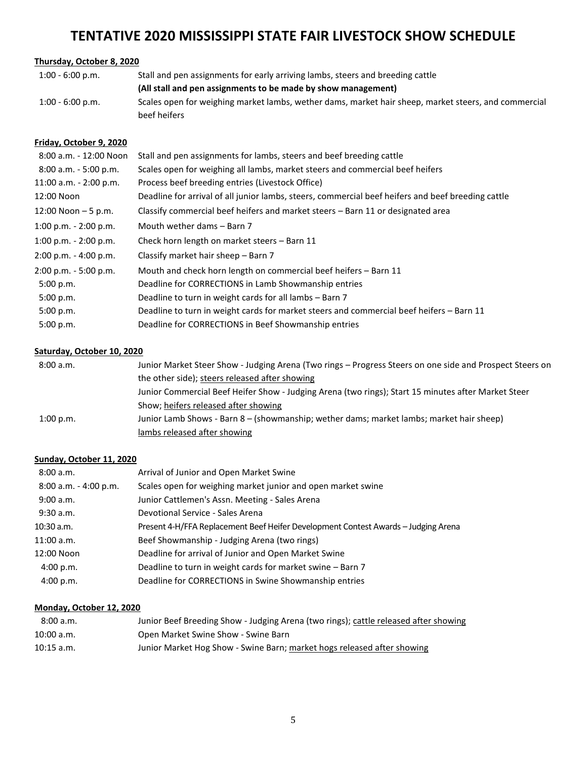# TENTATIVE 2020 MISSISSIPPI STATE FAIR LIVESTOCK SHOW SCHEDULE

**Thursday, October 8, 2020**

| | |
|---|---|
| 1:00 - 6:00 p.m. | Stall and pen assignments for early arriving lambs, steers and breeding cattle **(All stall and pen assignments to be made by show management)** |
| 1:00 - 6:00 p.m. | Scales open for weighing market lambs, wether dams, market hair sheep, market steers, and commercial beef heifers |

**Friday, October 9, 2020**

| | |
|---|---|
| 8:00 a.m. - 12:00 Noon | Stall and pen assignments for lambs, steers and beef breeding cattle |
| 8:00 a.m. - 5:00 p.m. | Scales open for weighing all lambs, market steers and commercial beef heifers |
| 11:00 a.m. - 2:00 p.m. | Process beef breeding entries (Livestock Office) |
| 12:00 Noon | Deadline for arrival of all junior lambs, steers, commercial beef heifers and beef breeding cattle |
| 12:00 Noon – 5 p.m. | Classify commercial beef heifers and market steers – Barn 11 or designated area |
| 1:00 p.m. - 2:00 p.m. | Mouth wether dams – Barn 7 |
| 1:00 p.m. - 2:00 p.m. | Check horn length on market steers – Barn 11 |
| 2:00 p.m. - 4:00 p.m. | Classify market hair sheep – Barn 7 |
| 2:00 p.m. - 5:00 p.m. | Mouth and check horn length on commercial beef heifers – Barn 11 |
| 5:00 p.m. | Deadline for CORRECTIONS in Lamb Showmanship entries |
| 5:00 p.m. | Deadline to turn in weight cards for all lambs – Barn 7 |
| 5:00 p.m. | Deadline to turn in weight cards for market steers and commercial beef heifers – Barn 11 |
| 5:00 p.m. | Deadline for CORRECTIONS in Beef Showmanship entries |

**Saturday, October 10, 2020**

| | |
|---|---|
| 8:00 a.m. | Junior Market Steer Show - Judging Arena (Two rings – Progress Steers on one side and Prospect Steers on the other side); steers released after showing<br>Junior Commercial Beef Heifer Show - Judging Arena (two rings); Start 15 minutes after Market Steer Show; heifers released after showing |
| 1:00 p.m. | Junior Lamb Shows - Barn 8 – (showmanship; wether dams; market lambs; market hair sheep) lambs released after showing |

**Sunday, October 11, 2020**

| | |
|---|---|
| 8:00 a.m. | Arrival of Junior and Open Market Swine |
| 8:00 a.m. - 4:00 p.m. | Scales open for weighing market junior and open market swine |
| 9:00 a.m. | Junior Cattlemen's Assn. Meeting - Sales Arena |
| 9:30 a.m. | Devotional Service - Sales Arena |
| 10:30 a.m. | Present 4-H/FFA Replacement Beef Heifer Development Contest Awards – Judging Arena |
| 11:00 a.m. | Beef Showmanship - Judging Arena (two rings) |
| 12:00 Noon | Deadline for arrival of Junior and Open Market Swine |
| 4:00 p.m. | Deadline to turn in weight cards for market swine – Barn 7 |
| 4:00 p.m. | Deadline for CORRECTIONS in Swine Showmanship entries |

**Monday, October 12, 2020**

| | |
|---|---|
| 8:00 a.m. | Junior Beef Breeding Show - Judging Arena (two rings); cattle released after showing |
| 10:00 a.m. | Open Market Swine Show - Swine Barn |
| 10:15 a.m. | Junior Market Hog Show - Swine Barn; market hogs released after showing |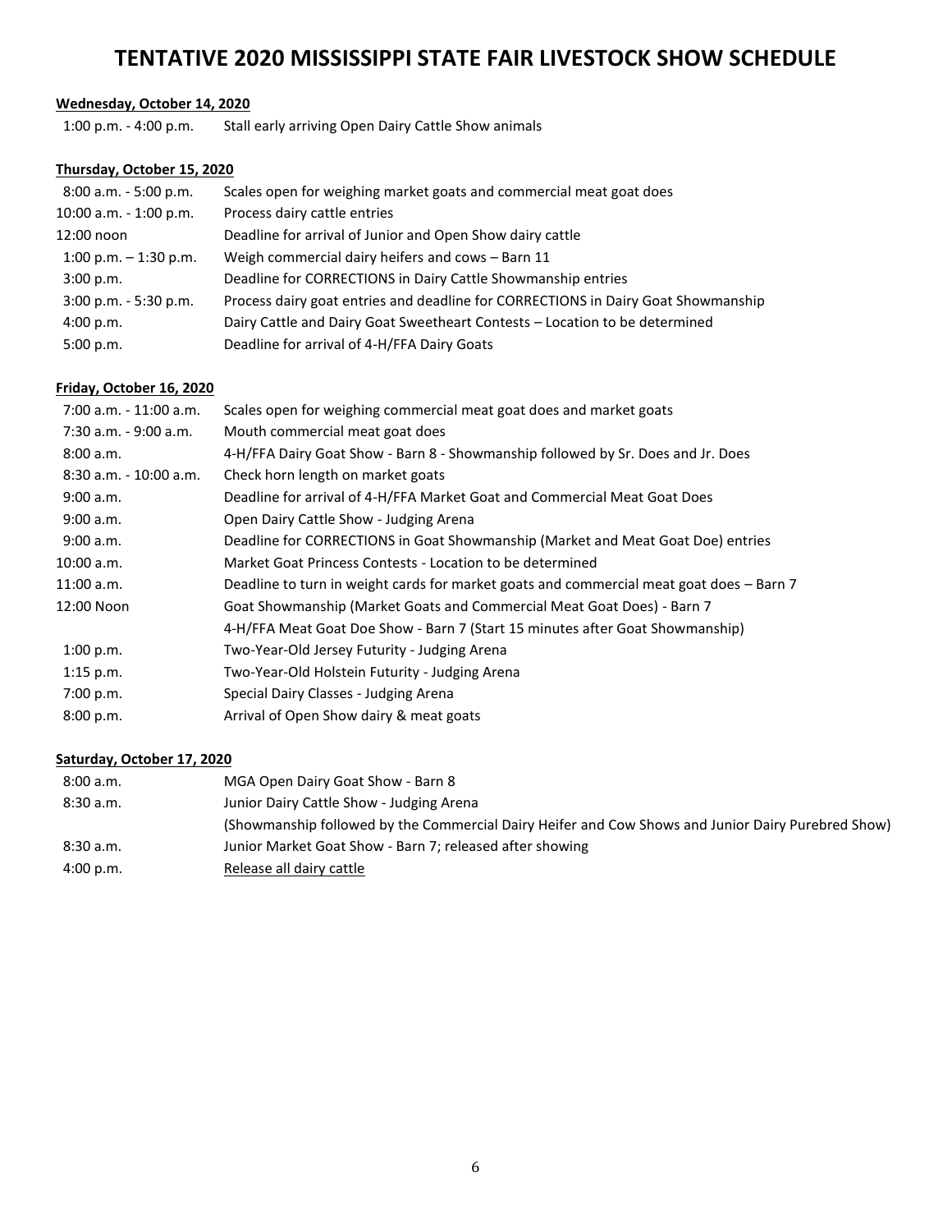# TENTATIVE 2020 MISSISSIPPI STATE FAIR LIVESTOCK SHOW SCHEDULE

**Wednesday, October 14, 2020**

| | |
|---|---|
| 1:00 p.m. - 4:00 p.m. | Stall early arriving Open Dairy Cattle Show animals |

**Thursday, October 15, 2020**

| | |
|---|---|
| 8:00 a.m. - 5:00 p.m. | Scales open for weighing market goats and commercial meat goat does |
| 10:00 a.m. - 1:00 p.m. | Process dairy cattle entries |
| 12:00 noon | Deadline for arrival of Junior and Open Show dairy cattle |
| 1:00 p.m. – 1:30 p.m. | Weigh commercial dairy heifers and cows – Barn 11 |
| 3:00 p.m. | Deadline for CORRECTIONS in Dairy Cattle Showmanship entries |
| 3:00 p.m. - 5:30 p.m. | Process dairy goat entries and deadline for CORRECTIONS in Dairy Goat Showmanship |
| 4:00 p.m. | Dairy Cattle and Dairy Goat Sweetheart Contests – Location to be determined |
| 5:00 p.m. | Deadline for arrival of 4-H/FFA Dairy Goats |

**Friday, October 16, 2020**

| | |
|---|---|
| 7:00 a.m. - 11:00 a.m. | Scales open for weighing commercial meat goat does and market goats |
| 7:30 a.m. - 9:00 a.m. | Mouth commercial meat goat does |
| 8:00 a.m. | 4-H/FFA Dairy Goat Show - Barn 8 - Showmanship followed by Sr. Does and Jr. Does |
| 8:30 a.m. - 10:00 a.m. | Check horn length on market goats |
| 9:00 a.m. | Deadline for arrival of 4-H/FFA Market Goat and Commercial Meat Goat Does |
| 9:00 a.m. | Open Dairy Cattle Show - Judging Arena |
| 9:00 a.m. | Deadline for CORRECTIONS in Goat Showmanship (Market and Meat Goat Doe) entries |
| 10:00 a.m. | Market Goat Princess Contests - Location to be determined |
| 11:00 a.m. | Deadline to turn in weight cards for market goats and commercial meat goat does – Barn 7 |
| 12:00 Noon | Goat Showmanship (Market Goats and Commercial Meat Goat Does) - Barn 7 |
| | 4-H/FFA Meat Goat Doe Show - Barn 7 (Start 15 minutes after Goat Showmanship) |
| 1:00 p.m. | Two-Year-Old Jersey Futurity - Judging Arena |
| 1:15 p.m. | Two-Year-Old Holstein Futurity - Judging Arena |
| 7:00 p.m. | Special Dairy Classes - Judging Arena |
| 8:00 p.m. | Arrival of Open Show dairy & meat goats |

**Saturday, October 17, 2020**

| | |
|---|---|
| 8:00 a.m. | MGA Open Dairy Goat Show - Barn 8 |
| 8:30 a.m. | Junior Dairy Cattle Show - Judging Arena |
| | (Showmanship followed by the Commercial Dairy Heifer and Cow Shows and Junior Dairy Purebred Show) |
| 8:30 a.m. | Junior Market Goat Show - Barn 7; released after showing |
| 4:00 p.m. | Release all dairy cattle |